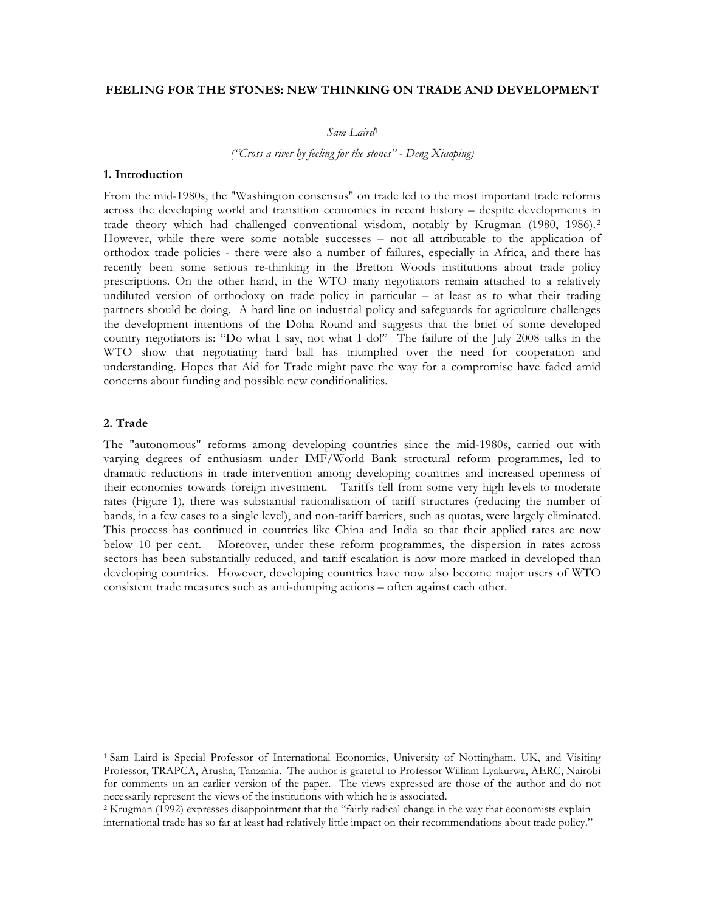# FEELING FOR THE STONES: NEW THINKING ON TRADE AND DEVELOPMENT

*Sam Laird*[1]

*("Cross a river by feeling for the stones" - Deng Xiaoping)*

## 1. Introduction

From the mid-1980s, the "Washington consensus" on trade led to the most important trade reforms across the developing world and transition economies in recent history – despite developments in trade theory which had challenged conventional wisdom, notably by Krugman (1980, 1986).[2] However, while there were some notable successes – not all attributable to the application of orthodox trade policies - there were also a number of failures, especially in Africa, and there has recently been some serious re-thinking in the Bretton Woods institutions about trade policy prescriptions. On the other hand, in the WTO many negotiators remain attached to a relatively undiluted version of orthodoxy on trade policy in particular – at least as to what their trading partners should be doing. A hard line on industrial policy and safeguards for agriculture challenges the development intentions of the Doha Round and suggests that the brief of some developed country negotiators is: "Do what I say, not what I do!" The failure of the July 2008 talks in the WTO show that negotiating hard ball has triumphed over the need for cooperation and understanding. Hopes that Aid for Trade might pave the way for a compromise have faded amid concerns about funding and possible new conditionalities.

## 2. Trade

The "autonomous" reforms among developing countries since the mid-1980s, carried out with varying degrees of enthusiasm under IMF/World Bank structural reform programmes, led to dramatic reductions in trade intervention among developing countries and increased openness of their economies towards foreign investment. Tariffs fell from some very high levels to moderate rates (Figure 1), there was substantial rationalisation of tariff structures (reducing the number of bands, in a few cases to a single level), and non-tariff barriers, such as quotas, were largely eliminated. This process has continued in countries like China and India so that their applied rates are now below 10 per cent. Moreover, under these reform programmes, the dispersion in rates across sectors has been substantially reduced, and tariff escalation is now more marked in developed than developing countries. However, developing countries have now also become major users of WTO consistent trade measures such as anti-dumping actions – often against each other.

---

[1] Sam Laird is Special Professor of International Economics, University of Nottingham, UK, and Visiting Professor, TRAPCA, Arusha, Tanzania. The author is grateful to Professor William Lyakurwa, AERC, Nairobi for comments on an earlier version of the paper. The views expressed are those of the author and do not necessarily represent the views of the institutions with which he is associated.

[2] Krugman (1992) expresses disappointment that the "fairly radical change in the way that economists explain international trade has so far at least had relatively little impact on their recommendations about trade policy."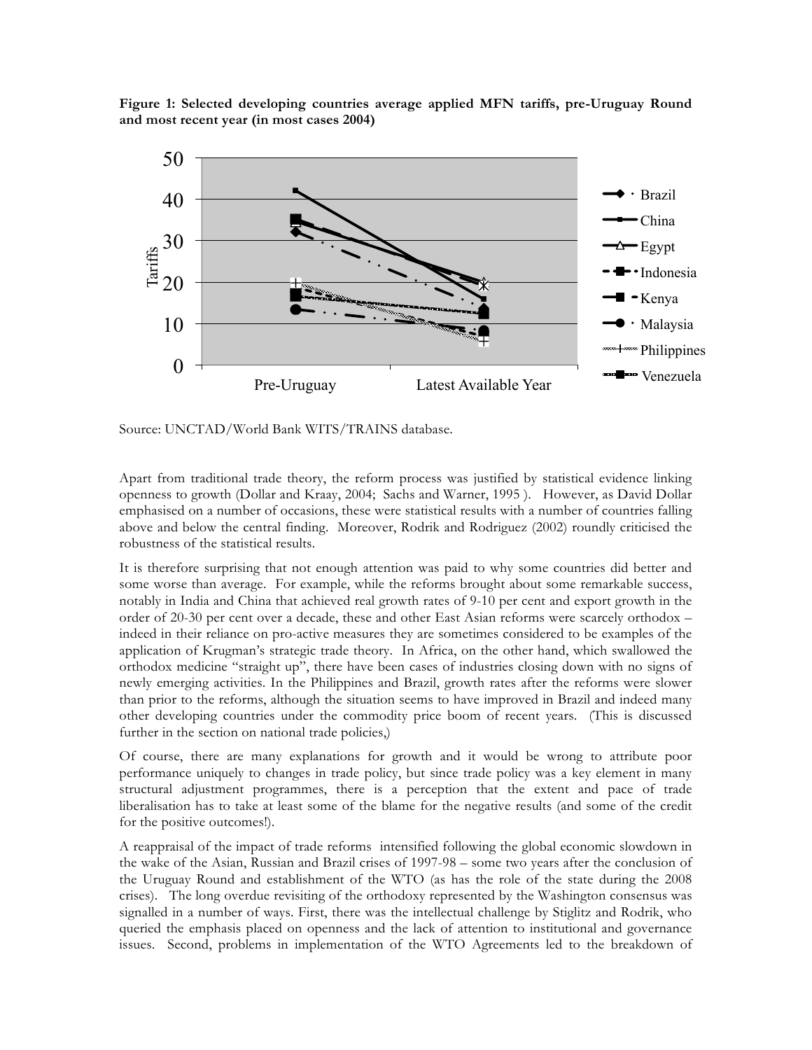**Figure 1: Selected developing countries average applied MFN tariffs, pre-Uruguay Round and most recent year (in most cases 2004)**

Source: UNCTAD/World Bank WITS/TRAINS database.

Apart from traditional trade theory, the reform process was justified by statistical evidence linking openness to growth (Dollar and Kraay, 2004; Sachs and Warner, 1995 ). However, as David Dollar emphasised on a number of occasions, these were statistical results with a number of countries falling above and below the central finding. Moreover, Rodrik and Rodriguez (2002) roundly criticised the robustness of the statistical results.

It is therefore surprising that not enough attention was paid to why some countries did better and some worse than average. For example, while the reforms brought about some remarkable success, notably in India and China that achieved real growth rates of 9-10 per cent and export growth in the order of 20-30 per cent over a decade, these and other East Asian reforms were scarcely orthodox – indeed in their reliance on pro-active measures they are sometimes considered to be examples of the application of Krugman's strategic trade theory. In Africa, on the other hand, which swallowed the orthodox medicine "straight up", there have been cases of industries closing down with no signs of newly emerging activities. In the Philippines and Brazil, growth rates after the reforms were slower than prior to the reforms, although the situation seems to have improved in Brazil and indeed many other developing countries under the commodity price boom of recent years. (This is discussed further in the section on national trade policies,)

Of course, there are many explanations for growth and it would be wrong to attribute poor performance uniquely to changes in trade policy, but since trade policy was a key element in many structural adjustment programmes, there is a perception that the extent and pace of trade liberalisation has to take at least some of the blame for the negative results (and some of the credit for the positive outcomes!).

A reappraisal of the impact of trade reforms intensified following the global economic slowdown in the wake of the Asian, Russian and Brazil crises of 1997-98 – some two years after the conclusion of the Uruguay Round and establishment of the WTO (as has the role of the state during the 2008 crises). The long overdue revisiting of the orthodoxy represented by the Washington consensus was signalled in a number of ways. First, there was the intellectual challenge by Stiglitz and Rodrik, who queried the emphasis placed on openness and the lack of attention to institutional and governance issues. Second, problems in implementation of the WTO Agreements led to the breakdown of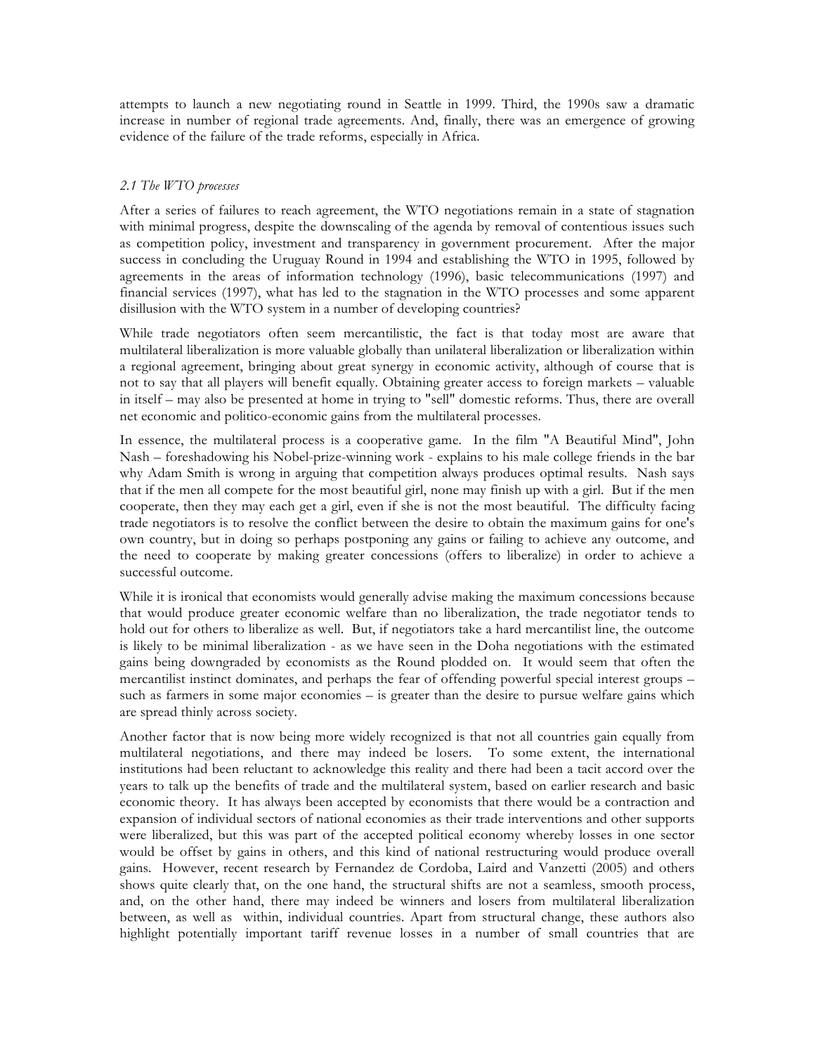attempts to launch a new negotiating round in Seattle in 1999. Third, the 1990s saw a dramatic increase in number of regional trade agreements. And, finally, there was an emergence of growing evidence of the failure of the trade reforms, especially in Africa.

### *2.1 The WTO processes*

After a series of failures to reach agreement, the WTO negotiations remain in a state of stagnation with minimal progress, despite the downscaling of the agenda by removal of contentious issues such as competition policy, investment and transparency in government procurement. After the major success in concluding the Uruguay Round in 1994 and establishing the WTO in 1995, followed by agreements in the areas of information technology (1996), basic telecommunications (1997) and financial services (1997), what has led to the stagnation in the WTO processes and some apparent disillusion with the WTO system in a number of developing countries?

While trade negotiators often seem mercantilistic, the fact is that today most are aware that multilateral liberalization is more valuable globally than unilateral liberalization or liberalization within a regional agreement, bringing about great synergy in economic activity, although of course that is not to say that all players will benefit equally. Obtaining greater access to foreign markets – valuable in itself – may also be presented at home in trying to "sell" domestic reforms. Thus, there are overall net economic and politico-economic gains from the multilateral processes.

In essence, the multilateral process is a cooperative game. In the film "A Beautiful Mind", John Nash – foreshadowing his Nobel-prize-winning work - explains to his male college friends in the bar why Adam Smith is wrong in arguing that competition always produces optimal results. Nash says that if the men all compete for the most beautiful girl, none may finish up with a girl. But if the men cooperate, then they may each get a girl, even if she is not the most beautiful. The difficulty facing trade negotiators is to resolve the conflict between the desire to obtain the maximum gains for one's own country, but in doing so perhaps postponing any gains or failing to achieve any outcome, and the need to cooperate by making greater concessions (offers to liberalize) in order to achieve a successful outcome.

While it is ironical that economists would generally advise making the maximum concessions because that would produce greater economic welfare than no liberalization, the trade negotiator tends to hold out for others to liberalize as well. But, if negotiators take a hard mercantilist line, the outcome is likely to be minimal liberalization - as we have seen in the Doha negotiations with the estimated gains being downgraded by economists as the Round plodded on. It would seem that often the mercantilist instinct dominates, and perhaps the fear of offending powerful special interest groups – such as farmers in some major economies – is greater than the desire to pursue welfare gains which are spread thinly across society.

Another factor that is now being more widely recognized is that not all countries gain equally from multilateral negotiations, and there may indeed be losers. To some extent, the international institutions had been reluctant to acknowledge this reality and there had been a tacit accord over the years to talk up the benefits of trade and the multilateral system, based on earlier research and basic economic theory. It has always been accepted by economists that there would be a contraction and expansion of individual sectors of national economies as their trade interventions and other supports were liberalized, but this was part of the accepted political economy whereby losses in one sector would be offset by gains in others, and this kind of national restructuring would produce overall gains. However, recent research by Fernandez de Cordoba, Laird and Vanzetti (2005) and others shows quite clearly that, on the one hand, the structural shifts are not a seamless, smooth process, and, on the other hand, there may indeed be winners and losers from multilateral liberalization between, as well as within, individual countries. Apart from structural change, these authors also highlight potentially important tariff revenue losses in a number of small countries that are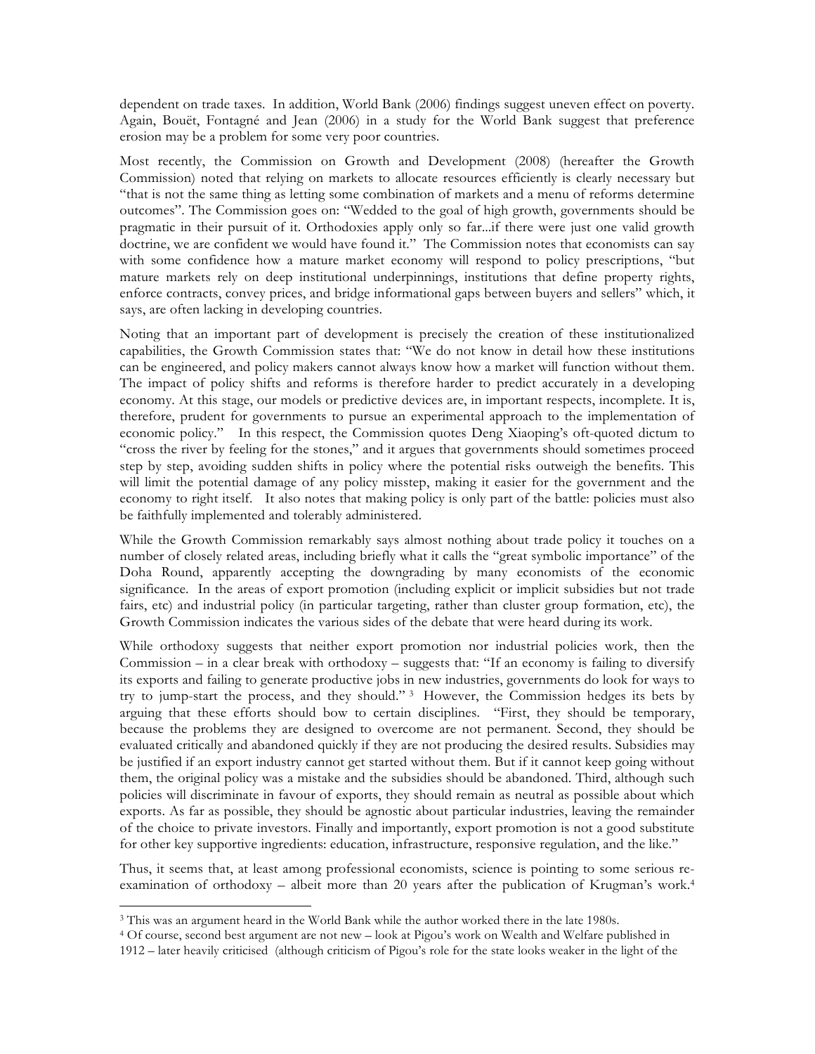dependent on trade taxes. In addition, World Bank (2006) findings suggest uneven effect on poverty. Again, Bouët, Fontagné and Jean (2006) in a study for the World Bank suggest that preference erosion may be a problem for some very poor countries.

Most recently, the Commission on Growth and Development (2008) (hereafter the Growth Commission) noted that relying on markets to allocate resources efficiently is clearly necessary but "that is not the same thing as letting some combination of markets and a menu of reforms determine outcomes". The Commission goes on: "Wedded to the goal of high growth, governments should be pragmatic in their pursuit of it. Orthodoxies apply only so far...if there were just one valid growth doctrine, we are confident we would have found it." The Commission notes that economists can say with some confidence how a mature market economy will respond to policy prescriptions, "but mature markets rely on deep institutional underpinnings, institutions that define property rights, enforce contracts, convey prices, and bridge informational gaps between buyers and sellers" which, it says, are often lacking in developing countries.

Noting that an important part of development is precisely the creation of these institutionalized capabilities, the Growth Commission states that: "We do not know in detail how these institutions can be engineered, and policy makers cannot always know how a market will function without them. The impact of policy shifts and reforms is therefore harder to predict accurately in a developing economy. At this stage, our models or predictive devices are, in important respects, incomplete. It is, therefore, prudent for governments to pursue an experimental approach to the implementation of economic policy." In this respect, the Commission quotes Deng Xiaoping's oft-quoted dictum to "cross the river by feeling for the stones," and it argues that governments should sometimes proceed step by step, avoiding sudden shifts in policy where the potential risks outweigh the benefits. This will limit the potential damage of any policy misstep, making it easier for the government and the economy to right itself. It also notes that making policy is only part of the battle: policies must also be faithfully implemented and tolerably administered.

While the Growth Commission remarkably says almost nothing about trade policy it touches on a number of closely related areas, including briefly what it calls the "great symbolic importance" of the Doha Round, apparently accepting the downgrading by many economists of the economic significance. In the areas of export promotion (including explicit or implicit subsidies but not trade fairs, etc) and industrial policy (in particular targeting, rather than cluster group formation, etc), the Growth Commission indicates the various sides of the debate that were heard during its work.

While orthodoxy suggests that neither export promotion nor industrial policies work, then the Commission – in a clear break with orthodoxy – suggests that: "If an economy is failing to diversify its exports and failing to generate productive jobs in new industries, governments do look for ways to try to jump-start the process, and they should." [3] However, the Commission hedges its bets by arguing that these efforts should bow to certain disciplines. "First, they should be temporary, because the problems they are designed to overcome are not permanent. Second, they should be evaluated critically and abandoned quickly if they are not producing the desired results. Subsidies may be justified if an export industry cannot get started without them. But if it cannot keep going without them, the original policy was a mistake and the subsidies should be abandoned. Third, although such policies will discriminate in favour of exports, they should remain as neutral as possible about which exports. As far as possible, they should be agnostic about particular industries, leaving the remainder of the choice to private investors. Finally and importantly, export promotion is not a good substitute for other key supportive ingredients: education, infrastructure, responsive regulation, and the like."

Thus, it seems that, at least among professional economists, science is pointing to some serious re-examination of orthodoxy – albeit more than 20 years after the publication of Krugman's work.[4]

---

[3] This was an argument heard in the World Bank while the author worked there in the late 1980s.

[4] Of course, second best argument are not new – look at Pigou's work on Wealth and Welfare published in 1912 – later heavily criticised (although criticism of Pigou's role for the state looks weaker in the light of the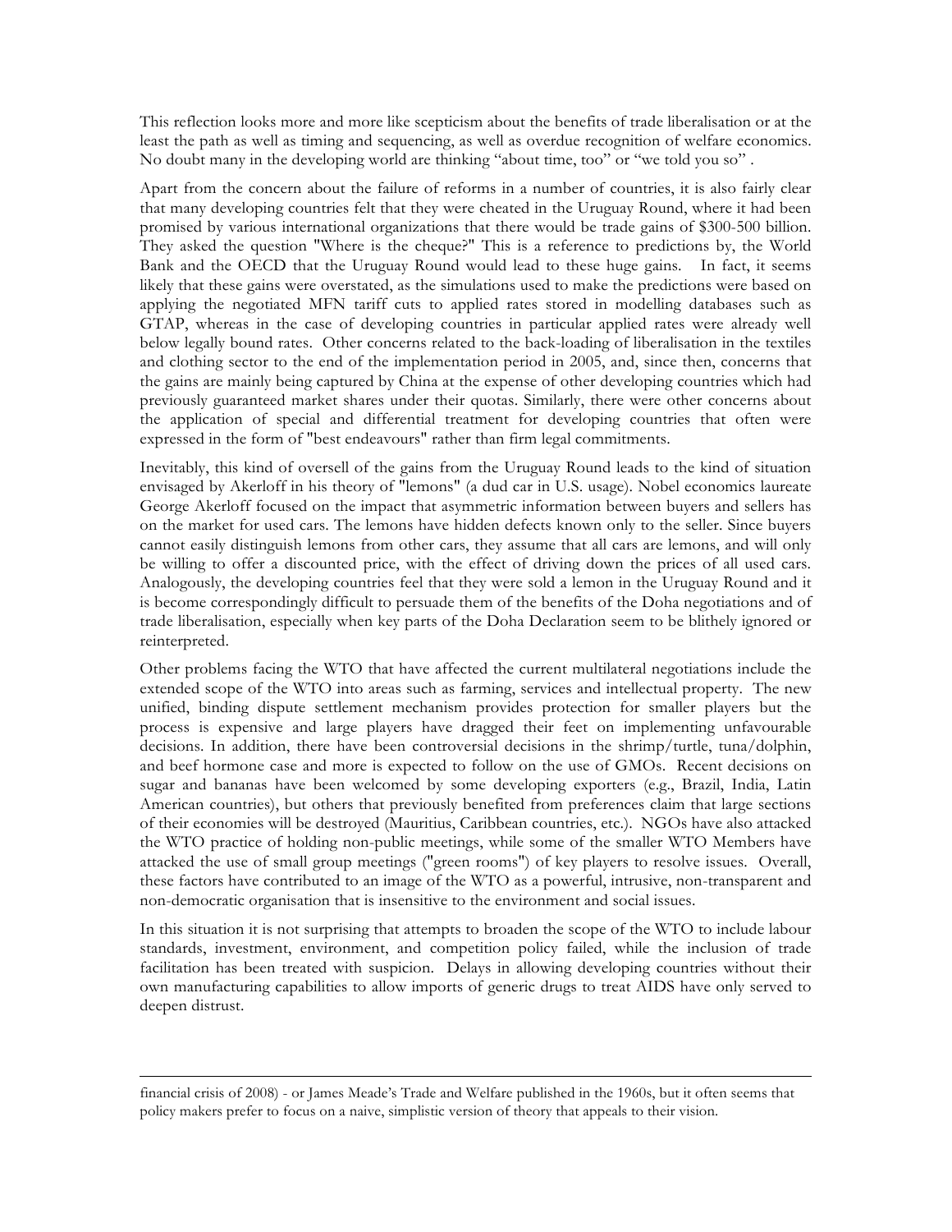This reflection looks more and more like scepticism about the benefits of trade liberalisation or at the least the path as well as timing and sequencing, as well as overdue recognition of welfare economics. No doubt many in the developing world are thinking "about time, too" or "we told you so" .

Apart from the concern about the failure of reforms in a number of countries, it is also fairly clear that many developing countries felt that they were cheated in the Uruguay Round, where it had been promised by various international organizations that there would be trade gains of $300-500 billion. They asked the question "Where is the cheque?" This is a reference to predictions by, the World Bank and the OECD that the Uruguay Round would lead to these huge gains. In fact, it seems likely that these gains were overstated, as the simulations used to make the predictions were based on applying the negotiated MFN tariff cuts to applied rates stored in modelling databases such as GTAP, whereas in the case of developing countries in particular applied rates were already well below legally bound rates. Other concerns related to the back-loading of liberalisation in the textiles and clothing sector to the end of the implementation period in 2005, and, since then, concerns that the gains are mainly being captured by China at the expense of other developing countries which had previously guaranteed market shares under their quotas. Similarly, there were other concerns about the application of special and differential treatment for developing countries that often were expressed in the form of "best endeavours" rather than firm legal commitments.

Inevitably, this kind of oversell of the gains from the Uruguay Round leads to the kind of situation envisaged by Akerloff in his theory of "lemons" (a dud car in U.S. usage). Nobel economics laureate George Akerloff focused on the impact that asymmetric information between buyers and sellers has on the market for used cars. The lemons have hidden defects known only to the seller. Since buyers cannot easily distinguish lemons from other cars, they assume that all cars are lemons, and will only be willing to offer a discounted price, with the effect of driving down the prices of all used cars. Analogously, the developing countries feel that they were sold a lemon in the Uruguay Round and it is become correspondingly difficult to persuade them of the benefits of the Doha negotiations and of trade liberalisation, especially when key parts of the Doha Declaration seem to be blithely ignored or reinterpreted.

Other problems facing the WTO that have affected the current multilateral negotiations include the extended scope of the WTO into areas such as farming, services and intellectual property. The new unified, binding dispute settlement mechanism provides protection for smaller players but the process is expensive and large players have dragged their feet on implementing unfavourable decisions. In addition, there have been controversial decisions in the shrimp/turtle, tuna/dolphin, and beef hormone case and more is expected to follow on the use of GMOs. Recent decisions on sugar and bananas have been welcomed by some developing exporters (e.g., Brazil, India, Latin American countries), but others that previously benefited from preferences claim that large sections of their economies will be destroyed (Mauritius, Caribbean countries, etc.). NGOs have also attacked the WTO practice of holding non-public meetings, while some of the smaller WTO Members have attacked the use of small group meetings ("green rooms") of key players to resolve issues. Overall, these factors have contributed to an image of the WTO as a powerful, intrusive, non-transparent and non-democratic organisation that is insensitive to the environment and social issues.

In this situation it is not surprising that attempts to broaden the scope of the WTO to include labour standards, investment, environment, and competition policy failed, while the inclusion of trade facilitation has been treated with suspicion. Delays in allowing developing countries without their own manufacturing capabilities to allow imports of generic drugs to treat AIDS have only served to deepen distrust.

---

financial crisis of 2008) - or James Meade's Trade and Welfare published in the 1960s, but it often seems that policy makers prefer to focus on a naive, simplistic version of theory that appeals to their vision.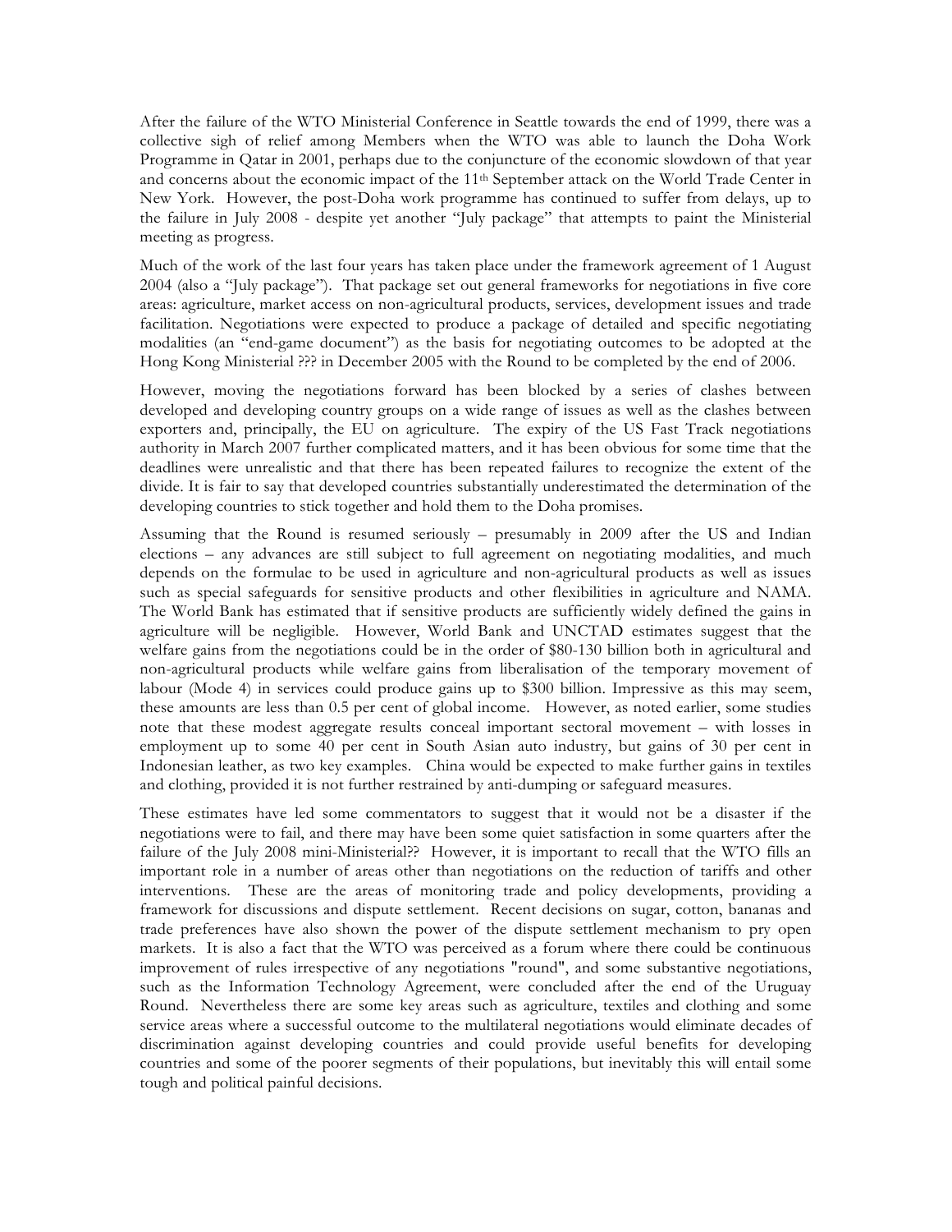After the failure of the WTO Ministerial Conference in Seattle towards the end of 1999, there was a collective sigh of relief among Members when the WTO was able to launch the Doha Work Programme in Qatar in 2001, perhaps due to the conjuncture of the economic slowdown of that year and concerns about the economic impact of the 11th September attack on the World Trade Center in New York. However, the post-Doha work programme has continued to suffer from delays, up to the failure in July 2008 - despite yet another "July package" that attempts to paint the Ministerial meeting as progress.

Much of the work of the last four years has taken place under the framework agreement of 1 August 2004 (also a "July package"). That package set out general frameworks for negotiations in five core areas: agriculture, market access on non-agricultural products, services, development issues and trade facilitation. Negotiations were expected to produce a package of detailed and specific negotiating modalities (an "end-game document") as the basis for negotiating outcomes to be adopted at the Hong Kong Ministerial ??? in December 2005 with the Round to be completed by the end of 2006.

However, moving the negotiations forward has been blocked by a series of clashes between developed and developing country groups on a wide range of issues as well as the clashes between exporters and, principally, the EU on agriculture. The expiry of the US Fast Track negotiations authority in March 2007 further complicated matters, and it has been obvious for some time that the deadlines were unrealistic and that there has been repeated failures to recognize the extent of the divide. It is fair to say that developed countries substantially underestimated the determination of the developing countries to stick together and hold them to the Doha promises.

Assuming that the Round is resumed seriously – presumably in 2009 after the US and Indian elections – any advances are still subject to full agreement on negotiating modalities, and much depends on the formulae to be used in agriculture and non-agricultural products as well as issues such as special safeguards for sensitive products and other flexibilities in agriculture and NAMA. The World Bank has estimated that if sensitive products are sufficiently widely defined the gains in agriculture will be negligible. However, World Bank and UNCTAD estimates suggest that the welfare gains from the negotiations could be in the order of $80-130 billion both in agricultural and non-agricultural products while welfare gains from liberalisation of the temporary movement of labour (Mode 4) in services could produce gains up to $300 billion. Impressive as this may seem, these amounts are less than 0.5 per cent of global income. However, as noted earlier, some studies note that these modest aggregate results conceal important sectoral movement – with losses in employment up to some 40 per cent in South Asian auto industry, but gains of 30 per cent in Indonesian leather, as two key examples. China would be expected to make further gains in textiles and clothing, provided it is not further restrained by anti-dumping or safeguard measures.

These estimates have led some commentators to suggest that it would not be a disaster if the negotiations were to fail, and there may have been some quiet satisfaction in some quarters after the failure of the July 2008 mini-Ministerial?? However, it is important to recall that the WTO fills an important role in a number of areas other than negotiations on the reduction of tariffs and other interventions. These are the areas of monitoring trade and policy developments, providing a framework for discussions and dispute settlement. Recent decisions on sugar, cotton, bananas and trade preferences have also shown the power of the dispute settlement mechanism to pry open markets. It is also a fact that the WTO was perceived as a forum where there could be continuous improvement of rules irrespective of any negotiations "round", and some substantive negotiations, such as the Information Technology Agreement, were concluded after the end of the Uruguay Round. Nevertheless there are some key areas such as agriculture, textiles and clothing and some service areas where a successful outcome to the multilateral negotiations would eliminate decades of discrimination against developing countries and could provide useful benefits for developing countries and some of the poorer segments of their populations, but inevitably this will entail some tough and political painful decisions.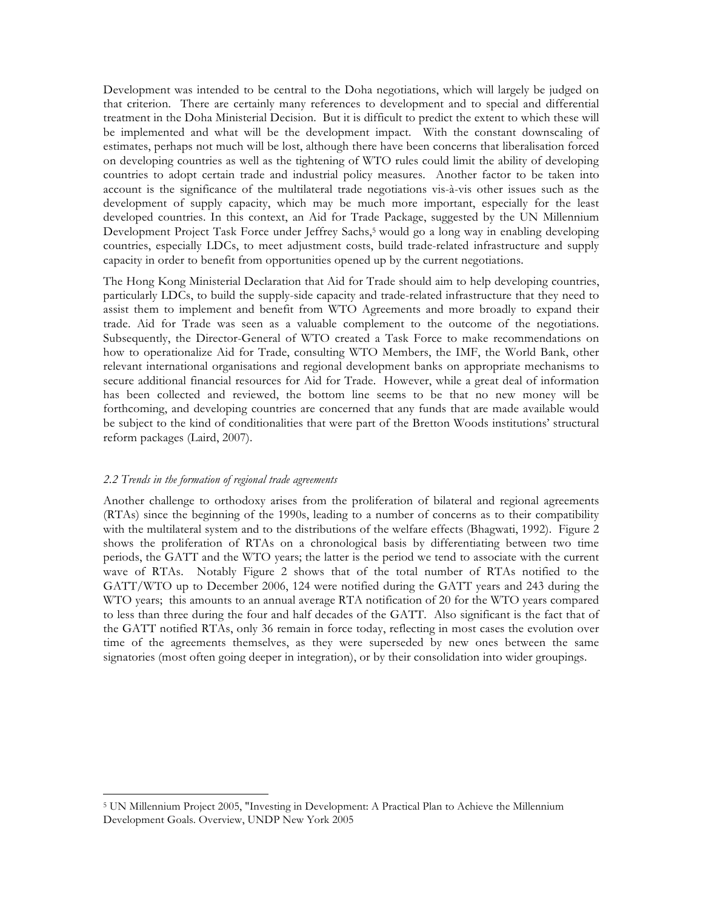Development was intended to be central to the Doha negotiations, which will largely be judged on that criterion. There are certainly many references to development and to special and differential treatment in the Doha Ministerial Decision. But it is difficult to predict the extent to which these will be implemented and what will be the development impact. With the constant downscaling of estimates, perhaps not much will be lost, although there have been concerns that liberalisation forced on developing countries as well as the tightening of WTO rules could limit the ability of developing countries to adopt certain trade and industrial policy measures. Another factor to be taken into account is the significance of the multilateral trade negotiations vis-à-vis other issues such as the development of supply capacity, which may be much more important, especially for the least developed countries. In this context, an Aid for Trade Package, suggested by the UN Millennium Development Project Task Force under Jeffrey Sachs,[5] would go a long way in enabling developing countries, especially LDCs, to meet adjustment costs, build trade-related infrastructure and supply capacity in order to benefit from opportunities opened up by the current negotiations.

The Hong Kong Ministerial Declaration that Aid for Trade should aim to help developing countries, particularly LDCs, to build the supply-side capacity and trade-related infrastructure that they need to assist them to implement and benefit from WTO Agreements and more broadly to expand their trade. Aid for Trade was seen as a valuable complement to the outcome of the negotiations. Subsequently, the Director-General of WTO created a Task Force to make recommendations on how to operationalize Aid for Trade, consulting WTO Members, the IMF, the World Bank, other relevant international organisations and regional development banks on appropriate mechanisms to secure additional financial resources for Aid for Trade. However, while a great deal of information has been collected and reviewed, the bottom line seems to be that no new money will be forthcoming, and developing countries are concerned that any funds that are made available would be subject to the kind of conditionalities that were part of the Bretton Woods institutions' structural reform packages (Laird, 2007).

*2.2 Trends in the formation of regional trade agreements*

Another challenge to orthodoxy arises from the proliferation of bilateral and regional agreements (RTAs) since the beginning of the 1990s, leading to a number of concerns as to their compatibility with the multilateral system and to the distributions of the welfare effects (Bhagwati, 1992). Figure 2 shows the proliferation of RTAs on a chronological basis by differentiating between two time periods, the GATT and the WTO years; the latter is the period we tend to associate with the current wave of RTAs. Notably Figure 2 shows that of the total number of RTAs notified to the GATT/WTO up to December 2006, 124 were notified during the GATT years and 243 during the WTO years; this amounts to an annual average RTA notification of 20 for the WTO years compared to less than three during the four and half decades of the GATT. Also significant is the fact that of the GATT notified RTAs, only 36 remain in force today, reflecting in most cases the evolution over time of the agreements themselves, as they were superseded by new ones between the same signatories (most often going deeper in integration), or by their consolidation into wider groupings.

[5] UN Millennium Project 2005, "Investing in Development: A Practical Plan to Achieve the Millennium Development Goals. Overview, UNDP New York 2005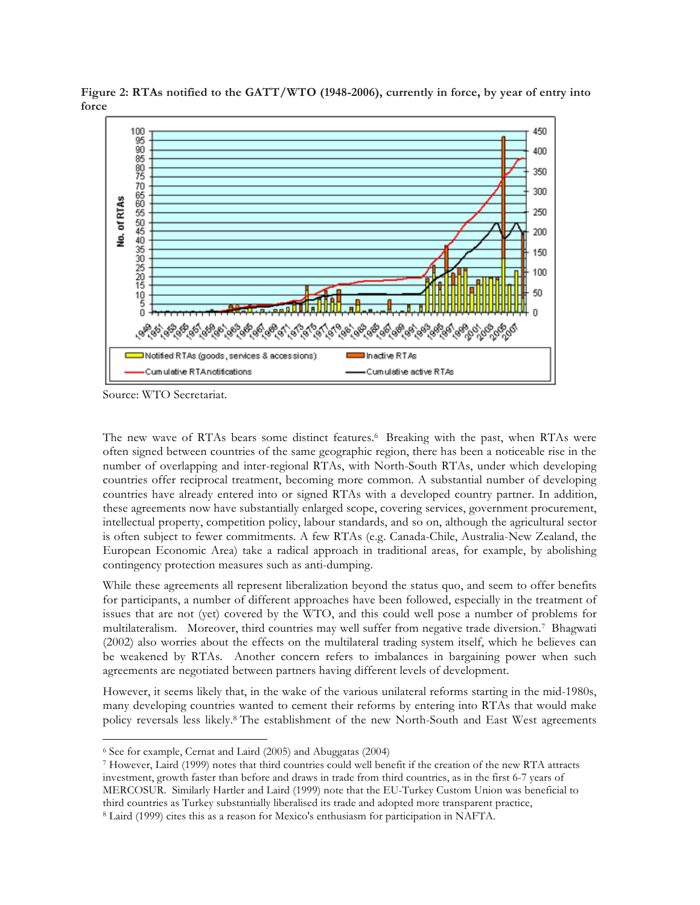**Figure 2: RTAs notified to the GATT/WTO (1948-2006), currently in force, by year of entry into force**

Source: WTO Secretariat.

The new wave of RTAs bears some distinct features.[6] Breaking with the past, when RTAs were often signed between countries of the same geographic region, there has been a noticeable rise in the number of overlapping and inter-regional RTAs, with North-South RTAs, under which developing countries offer reciprocal treatment, becoming more common. A substantial number of developing countries have already entered into or signed RTAs with a developed country partner. In addition, these agreements now have substantially enlarged scope, covering services, government procurement, intellectual property, competition policy, labour standards, and so on, although the agricultural sector is often subject to fewer commitments. A few RTAs (e.g. Canada-Chile, Australia-New Zealand, the European Economic Area) take a radical approach in traditional areas, for example, by abolishing contingency protection measures such as anti-dumping.

While these agreements all represent liberalization beyond the status quo, and seem to offer benefits for participants, a number of different approaches have been followed, especially in the treatment of issues that are not (yet) covered by the WTO, and this could well pose a number of problems for multilateralism. Moreover, third countries may well suffer from negative trade diversion.[7] Bhagwati (2002) also worries about the effects on the multilateral trading system itself, which he believes can be weakened by RTAs. Another concern refers to imbalances in bargaining power when such agreements are negotiated between partners having different levels of development.

However, it seems likely that, in the wake of the various unilateral reforms starting in the mid-1980s, many developing countries wanted to cement their reforms by entering into RTAs that would make policy reversals less likely.[8] The establishment of the new North-South and East West agreements

---

[6] See for example, Cernat and Laird (2005) and Abuggatas (2004)

[7] However, Laird (1999) notes that third countries could well benefit if the creation of the new RTA attracts investment, growth faster than before and draws in trade from third countries, as in the first 6-7 years of MERCOSUR. Similarly Hartler and Laird (1999) note that the EU-Turkey Custom Union was beneficial to third countries as Turkey substantially liberalised its trade and adopted more transparent practice,

[8] Laird (1999) cites this as a reason for Mexico's enthusiasm for participation in NAFTA.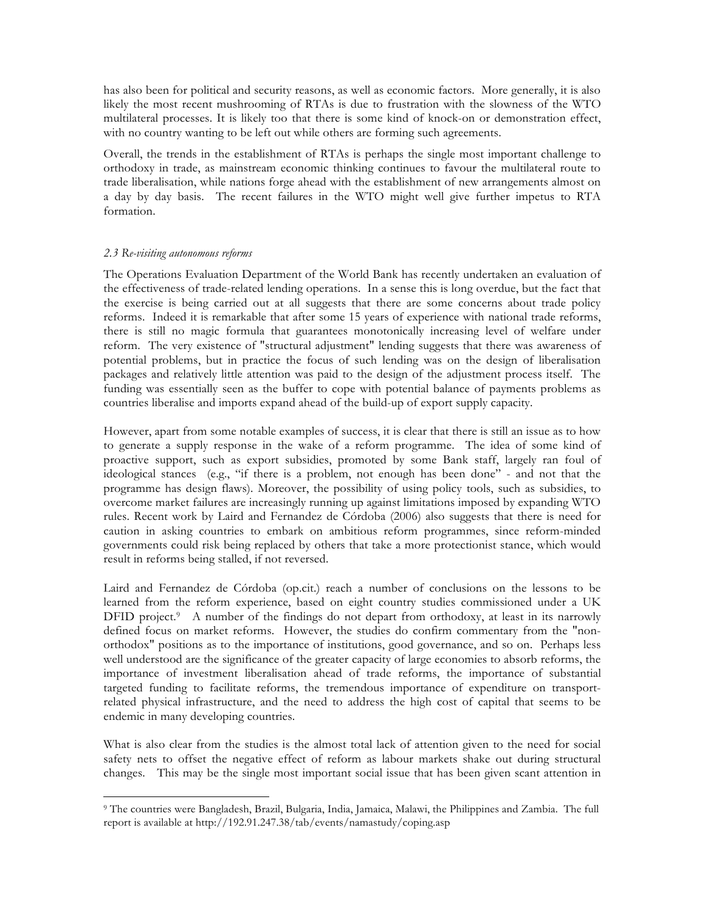has also been for political and security reasons, as well as economic factors. More generally, it is also likely the most recent mushrooming of RTAs is due to frustration with the slowness of the WTO multilateral processes. It is likely too that there is some kind of knock-on or demonstration effect, with no country wanting to be left out while others are forming such agreements.

Overall, the trends in the establishment of RTAs is perhaps the single most important challenge to orthodoxy in trade, as mainstream economic thinking continues to favour the multilateral route to trade liberalisation, while nations forge ahead with the establishment of new arrangements almost on a day by day basis. The recent failures in the WTO might well give further impetus to RTA formation.

### *2.3 Re-visiting autonomous reforms*

The Operations Evaluation Department of the World Bank has recently undertaken an evaluation of the effectiveness of trade-related lending operations. In a sense this is long overdue, but the fact that the exercise is being carried out at all suggests that there are some concerns about trade policy reforms. Indeed it is remarkable that after some 15 years of experience with national trade reforms, there is still no magic formula that guarantees monotonically increasing level of welfare under reform. The very existence of "structural adjustment" lending suggests that there was awareness of potential problems, but in practice the focus of such lending was on the design of liberalisation packages and relatively little attention was paid to the design of the adjustment process itself. The funding was essentially seen as the buffer to cope with potential balance of payments problems as countries liberalise and imports expand ahead of the build-up of export supply capacity.

However, apart from some notable examples of success, it is clear that there is still an issue as to how to generate a supply response in the wake of a reform programme. The idea of some kind of proactive support, such as export subsidies, promoted by some Bank staff, largely ran foul of ideological stances (e.g., "if there is a problem, not enough has been done" - and not that the programme has design flaws). Moreover, the possibility of using policy tools, such as subsidies, to overcome market failures are increasingly running up against limitations imposed by expanding WTO rules. Recent work by Laird and Fernandez de Córdoba (2006) also suggests that there is need for caution in asking countries to embark on ambitious reform programmes, since reform-minded governments could risk being replaced by others that take a more protectionist stance, which would result in reforms being stalled, if not reversed.

Laird and Fernandez de Córdoba (op.cit.) reach a number of conclusions on the lessons to be learned from the reform experience, based on eight country studies commissioned under a UK DFID project.[9] A number of the findings do not depart from orthodoxy, at least in its narrowly defined focus on market reforms. However, the studies do confirm commentary from the "non-orthodox" positions as to the importance of institutions, good governance, and so on. Perhaps less well understood are the significance of the greater capacity of large economies to absorb reforms, the importance of investment liberalisation ahead of trade reforms, the importance of substantial targeted funding to facilitate reforms, the tremendous importance of expenditure on transport-related physical infrastructure, and the need to address the high cost of capital that seems to be endemic in many developing countries.

What is also clear from the studies is the almost total lack of attention given to the need for social safety nets to offset the negative effect of reform as labour markets shake out during structural changes. This may be the single most important social issue that has been given scant attention in

[9] The countries were Bangladesh, Brazil, Bulgaria, India, Jamaica, Malawi, the Philippines and Zambia. The full report is available at http://192.91.247.38/tab/events/namastudy/coping.asp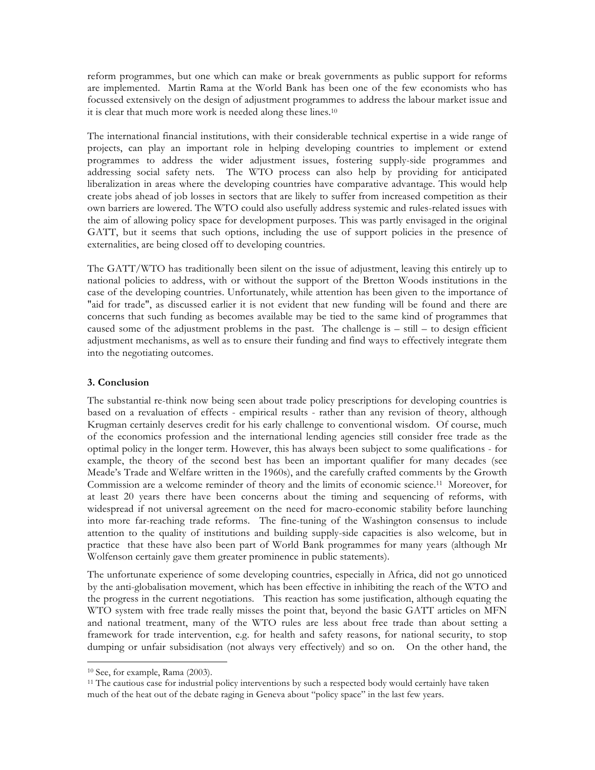reform programmes, but one which can make or break governments as public support for reforms are implemented. Martin Rama at the World Bank has been one of the few economists who has focussed extensively on the design of adjustment programmes to address the labour market issue and it is clear that much more work is needed along these lines.[10]

The international financial institutions, with their considerable technical expertise in a wide range of projects, can play an important role in helping developing countries to implement or extend programmes to address the wider adjustment issues, fostering supply-side programmes and addressing social safety nets. The WTO process can also help by providing for anticipated liberalization in areas where the developing countries have comparative advantage. This would help create jobs ahead of job losses in sectors that are likely to suffer from increased competition as their own barriers are lowered. The WTO could also usefully address systemic and rules-related issues with the aim of allowing policy space for development purposes. This was partly envisaged in the original GATT, but it seems that such options, including the use of support policies in the presence of externalities, are being closed off to developing countries.

The GATT/WTO has traditionally been silent on the issue of adjustment, leaving this entirely up to national policies to address, with or without the support of the Bretton Woods institutions in the case of the developing countries. Unfortunately, while attention has been given to the importance of "aid for trade", as discussed earlier it is not evident that new funding will be found and there are concerns that such funding as becomes available may be tied to the same kind of programmes that caused some of the adjustment problems in the past. The challenge is – still – to design efficient adjustment mechanisms, as well as to ensure their funding and find ways to effectively integrate them into the negotiating outcomes.

### 3. Conclusion

The substantial re-think now being seen about trade policy prescriptions for developing countries is based on a revaluation of effects - empirical results - rather than any revision of theory, although Krugman certainly deserves credit for his early challenge to conventional wisdom. Of course, much of the economics profession and the international lending agencies still consider free trade as the optimal policy in the longer term. However, this has always been subject to some qualifications - for example, the theory of the second best has been an important qualifier for many decades (see Meade's Trade and Welfare written in the 1960s), and the carefully crafted comments by the Growth Commission are a welcome reminder of theory and the limits of economic science.[11] Moreover, for at least 20 years there have been concerns about the timing and sequencing of reforms, with widespread if not universal agreement on the need for macro-economic stability before launching into more far-reaching trade reforms. The fine-tuning of the Washington consensus to include attention to the quality of institutions and building supply-side capacities is also welcome, but in practice that these have also been part of World Bank programmes for many years (although Mr Wolfenson certainly gave them greater prominence in public statements).

The unfortunate experience of some developing countries, especially in Africa, did not go unnoticed by the anti-globalisation movement, which has been effective in inhibiting the reach of the WTO and the progress in the current negotiations. This reaction has some justification, although equating the WTO system with free trade really misses the point that, beyond the basic GATT articles on MFN and national treatment, many of the WTO rules are less about free trade than about setting a framework for trade intervention, e.g. for health and safety reasons, for national security, to stop dumping or unfair subsidisation (not always very effectively) and so on. On the other hand, the

---

[10] See, for example, Rama (2003).

[11] The cautious case for industrial policy interventions by such a respected body would certainly have taken much of the heat out of the debate raging in Geneva about "policy space" in the last few years.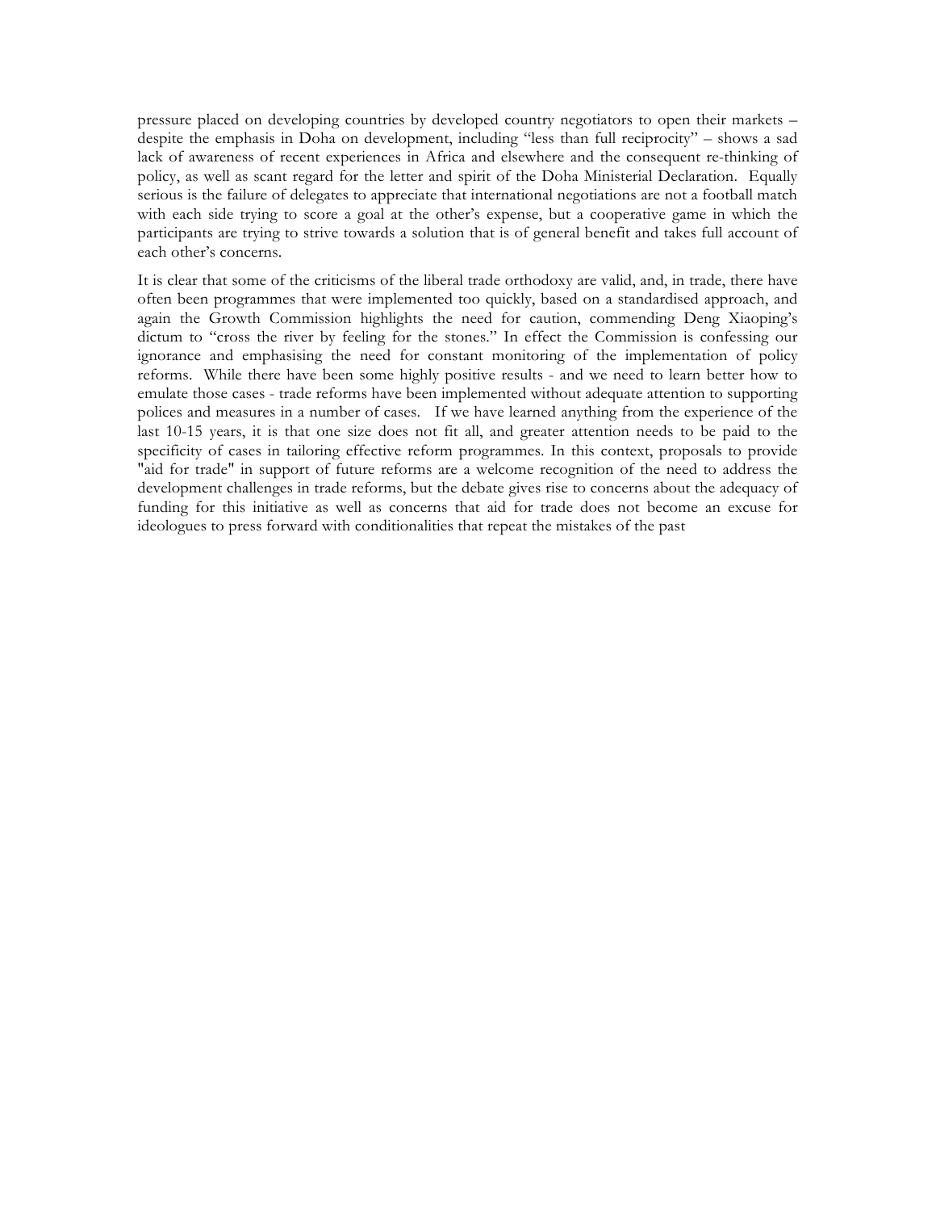pressure placed on developing countries by developed country negotiators to open their markets – despite the emphasis in Doha on development, including "less than full reciprocity" – shows a sad lack of awareness of recent experiences in Africa and elsewhere and the consequent re-thinking of policy, as well as scant regard for the letter and spirit of the Doha Ministerial Declaration. Equally serious is the failure of delegates to appreciate that international negotiations are not a football match with each side trying to score a goal at the other's expense, but a cooperative game in which the participants are trying to strive towards a solution that is of general benefit and takes full account of each other's concerns.

It is clear that some of the criticisms of the liberal trade orthodoxy are valid, and, in trade, there have often been programmes that were implemented too quickly, based on a standardised approach, and again the Growth Commission highlights the need for caution, commending Deng Xiaoping's dictum to "cross the river by feeling for the stones." In effect the Commission is confessing our ignorance and emphasising the need for constant monitoring of the implementation of policy reforms. While there have been some highly positive results - and we need to learn better how to emulate those cases - trade reforms have been implemented without adequate attention to supporting polices and measures in a number of cases. If we have learned anything from the experience of the last 10-15 years, it is that one size does not fit all, and greater attention needs to be paid to the specificity of cases in tailoring effective reform programmes. In this context, proposals to provide "aid for trade" in support of future reforms are a welcome recognition of the need to address the development challenges in trade reforms, but the debate gives rise to concerns about the adequacy of funding for this initiative as well as concerns that aid for trade does not become an excuse for ideologues to press forward with conditionalities that repeat the mistakes of the past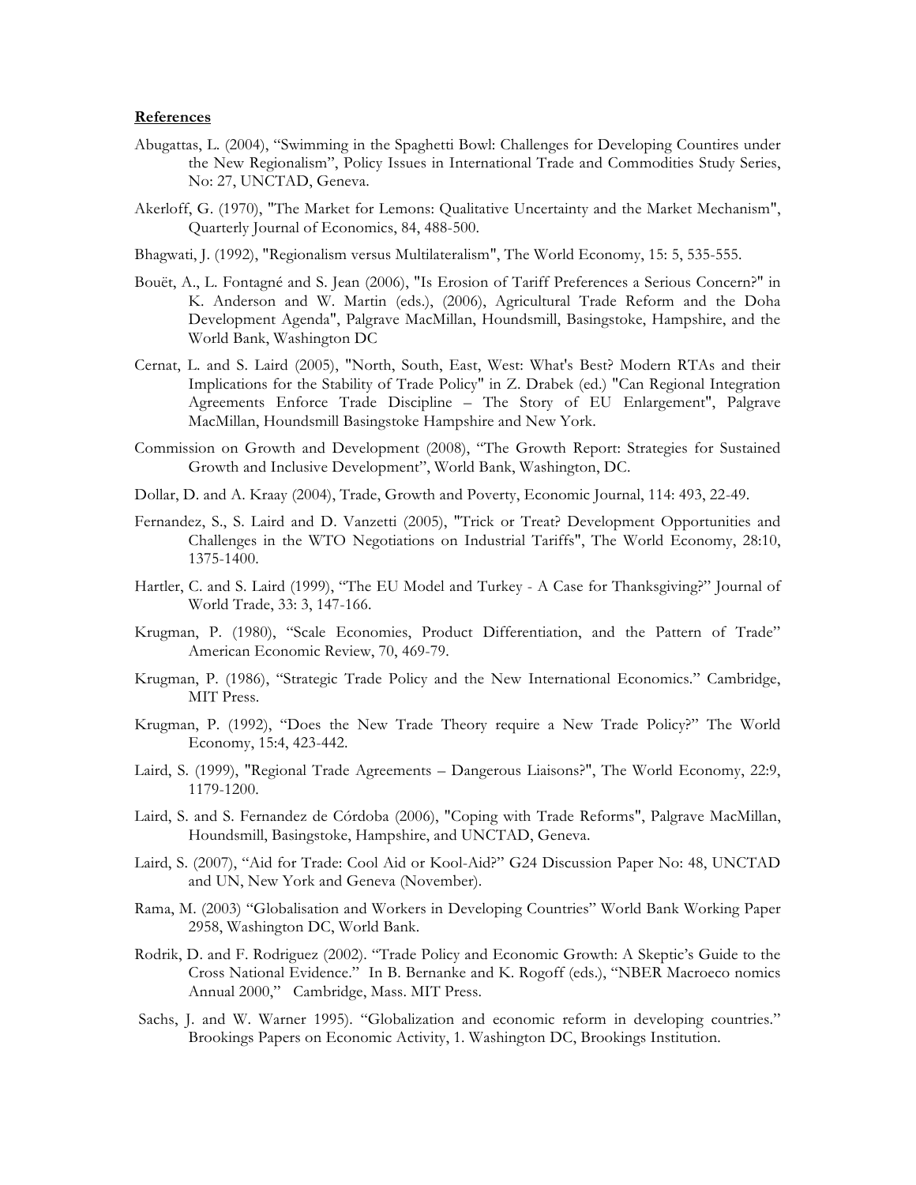**References**

Abugattas, L. (2004), “Swimming in the Spaghetti Bowl: Challenges for Developing Countires under the New Regionalism”, Policy Issues in International Trade and Commodities Study Series, No: 27, UNCTAD, Geneva.

Akerloff, G. (1970), "The Market for Lemons: Qualitative Uncertainty and the Market Mechanism", Quarterly Journal of Economics, 84, 488-500.

Bhagwati, J. (1992), "Regionalism versus Multilateralism", The World Economy, 15: 5, 535-555.

Bouët, A., L. Fontagné and S. Jean (2006), "Is Erosion of Tariff Preferences a Serious Concern?" in K. Anderson and W. Martin (eds.), (2006), Agricultural Trade Reform and the Doha Development Agenda", Palgrave MacMillan, Houndsmill, Basingstoke, Hampshire, and the World Bank, Washington DC

Cernat, L. and S. Laird (2005), "North, South, East, West: What's Best? Modern RTAs and their Implications for the Stability of Trade Policy" in Z. Drabek (ed.) "Can Regional Integration Agreements Enforce Trade Discipline – The Story of EU Enlargement", Palgrave MacMillan, Houndsmill Basingstoke Hampshire and New York.

Commission on Growth and Development (2008), “The Growth Report: Strategies for Sustained Growth and Inclusive Development”, World Bank, Washington, DC.

Dollar, D. and A. Kraay (2004), Trade, Growth and Poverty, Economic Journal, 114: 493, 22-49.

Fernandez, S., S. Laird and D. Vanzetti (2005), "Trick or Treat? Development Opportunities and Challenges in the WTO Negotiations on Industrial Tariffs", The World Economy, 28:10, 1375-1400.

Hartler, C. and S. Laird (1999), “The EU Model and Turkey - A Case for Thanksgiving?” Journal of World Trade, 33: 3, 147-166.

Krugman, P. (1980), “Scale Economies, Product Differentiation, and the Pattern of Trade” American Economic Review, 70, 469-79.

Krugman, P. (1986), “Strategic Trade Policy and the New International Economics.” Cambridge, MIT Press.

Krugman, P. (1992), “Does the New Trade Theory require a New Trade Policy?” The World Economy, 15:4, 423-442.

Laird, S. (1999), "Regional Trade Agreements – Dangerous Liaisons?", The World Economy, 22:9, 1179-1200.

Laird, S. and S. Fernandez de Córdoba (2006), "Coping with Trade Reforms", Palgrave MacMillan, Houndsmill, Basingstoke, Hampshire, and UNCTAD, Geneva.

Laird, S. (2007), “Aid for Trade: Cool Aid or Kool-Aid?” G24 Discussion Paper No: 48, UNCTAD and UN, New York and Geneva (November).

Rama, M. (2003) “Globalisation and Workers in Developing Countries” World Bank Working Paper 2958, Washington DC, World Bank.

Rodrik, D. and F. Rodriguez (2002). “Trade Policy and Economic Growth: A Skeptic’s Guide to the Cross National Evidence.” In B. Bernanke and K. Rogoff (eds.), “NBER Macroeco nomics Annual 2000,” Cambridge, Mass. MIT Press.

Sachs, J. and W. Warner 1995). “Globalization and economic reform in developing countries.” Brookings Papers on Economic Activity, 1. Washington DC, Brookings Institution.